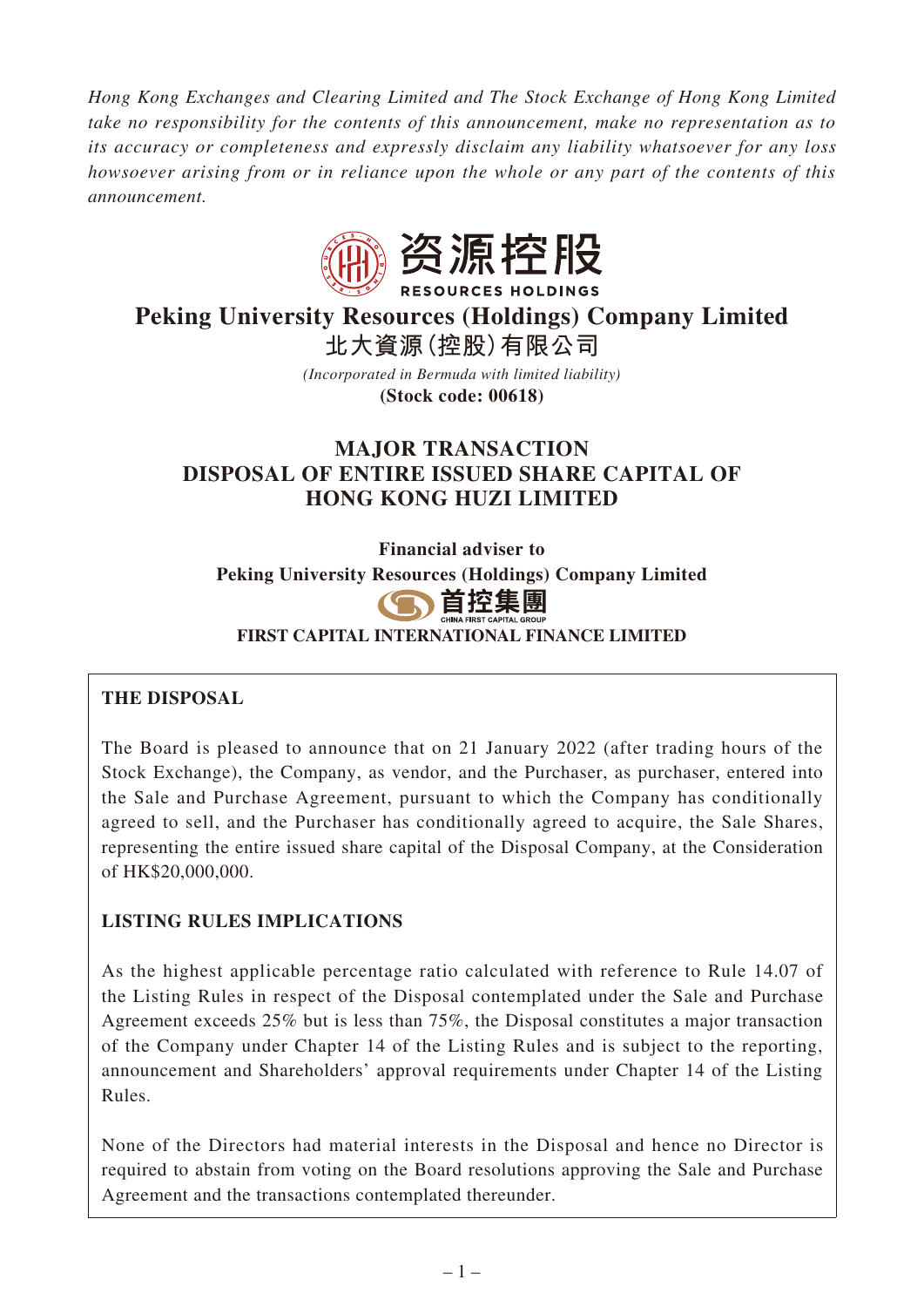*Hong Kong Exchanges and Clearing Limited and The Stock Exchange of Hong Kong Limited take no responsibility for the contents of this announcement, make no representation as to its accuracy or completeness and expressly disclaim any liability whatsoever for any loss howsoever arising from or in reliance upon the whole or any part of the contents of this announcement.*

资源控股
RESOURCES HOLDINGS

# Peking University Resources (Holdings) Company Limited
# 北大資源(控股)有限公司

*(Incorporated in Bermuda with limited liability)*

**(Stock code: 00618)**

## MAJOR TRANSACTION
## DISPOSAL OF ENTIRE ISSUED SHARE CAPITAL OF HONG KONG HUZI LIMITED

**Financial adviser to**
**Peking University Resources (Holdings) Company Limited**

首控集團
CHINA FIRST CAPITAL GROUP

**FIRST CAPITAL INTERNATIONAL FINANCE LIMITED**

**THE DISPOSAL**

The Board is pleased to announce that on 21 January 2022 (after trading hours of the Stock Exchange), the Company, as vendor, and the Purchaser, as purchaser, entered into the Sale and Purchase Agreement, pursuant to which the Company has conditionally agreed to sell, and the Purchaser has conditionally agreed to acquire, the Sale Shares, representing the entire issued share capital of the Disposal Company, at the Consideration of HK$20,000,000.

**LISTING RULES IMPLICATIONS**

As the highest applicable percentage ratio calculated with reference to Rule 14.07 of the Listing Rules in respect of the Disposal contemplated under the Sale and Purchase Agreement exceeds 25% but is less than 75%, the Disposal constitutes a major transaction of the Company under Chapter 14 of the Listing Rules and is subject to the reporting, announcement and Shareholders' approval requirements under Chapter 14 of the Listing Rules.

None of the Directors had material interests in the Disposal and hence no Director is required to abstain from voting on the Board resolutions approving the Sale and Purchase Agreement and the transactions contemplated thereunder.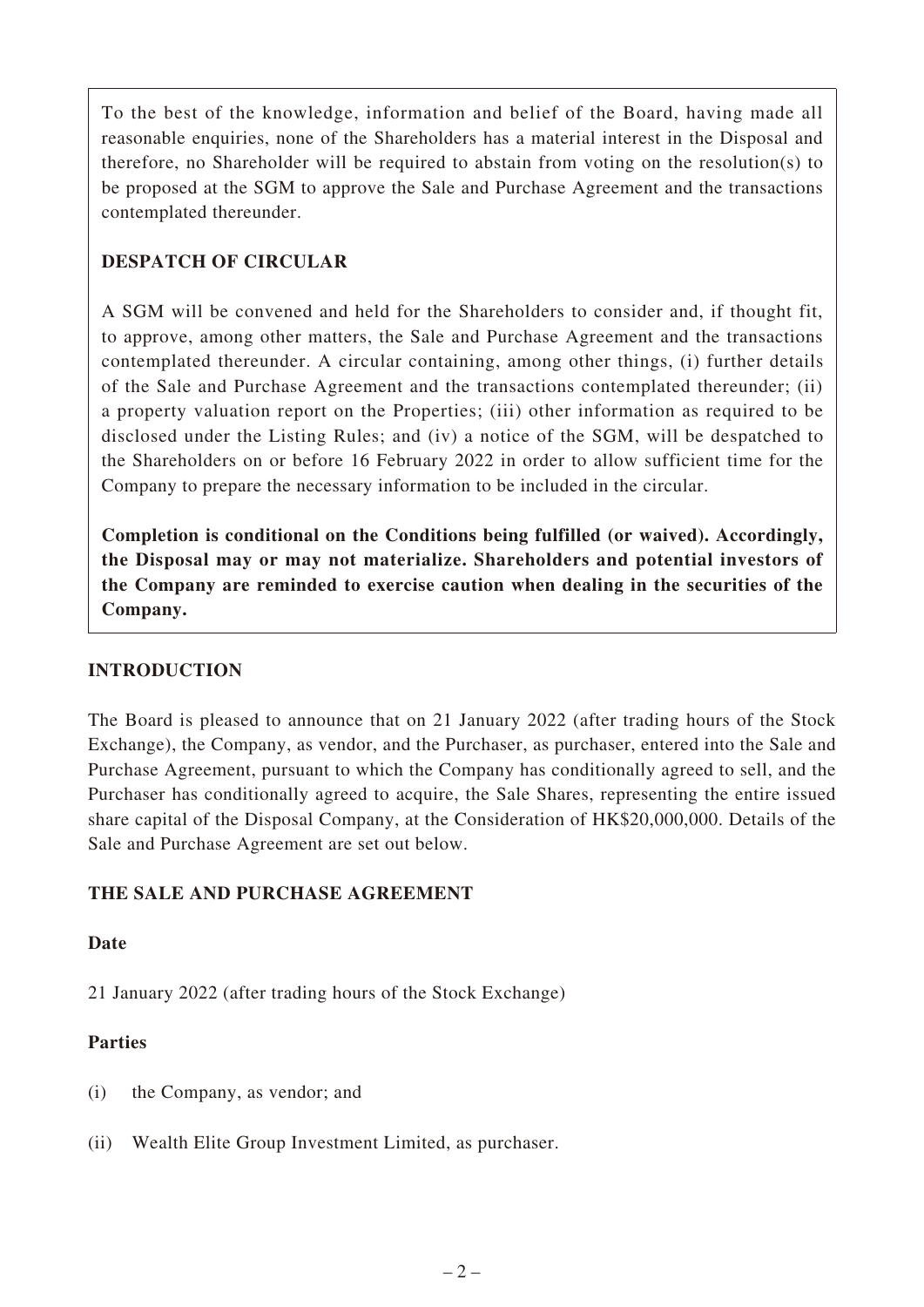To the best of the knowledge, information and belief of the Board, having made all reasonable enquiries, none of the Shareholders has a material interest in the Disposal and therefore, no Shareholder will be required to abstain from voting on the resolution(s) to be proposed at the SGM to approve the Sale and Purchase Agreement and the transactions contemplated thereunder.

## DESPATCH OF CIRCULAR

A SGM will be convened and held for the Shareholders to consider and, if thought fit, to approve, among other matters, the Sale and Purchase Agreement and the transactions contemplated thereunder. A circular containing, among other things, (i) further details of the Sale and Purchase Agreement and the transactions contemplated thereunder; (ii) a property valuation report on the Properties; (iii) other information as required to be disclosed under the Listing Rules; and (iv) a notice of the SGM, will be despatched to the Shareholders on or before 16 February 2022 in order to allow sufficient time for the Company to prepare the necessary information to be included in the circular.

**Completion is conditional on the Conditions being fulfilled (or waived). Accordingly, the Disposal may or may not materialize. Shareholders and potential investors of the Company are reminded to exercise caution when dealing in the securities of the Company.**

## INTRODUCTION

The Board is pleased to announce that on 21 January 2022 (after trading hours of the Stock Exchange), the Company, as vendor, and the Purchaser, as purchaser, entered into the Sale and Purchase Agreement, pursuant to which the Company has conditionally agreed to sell, and the Purchaser has conditionally agreed to acquire, the Sale Shares, representing the entire issued share capital of the Disposal Company, at the Consideration of HK$20,000,000. Details of the Sale and Purchase Agreement are set out below.

## THE SALE AND PURCHASE AGREEMENT

### Date

21 January 2022 (after trading hours of the Stock Exchange)

### Parties

(i) the Company, as vendor; and

(ii) Wealth Elite Group Investment Limited, as purchaser.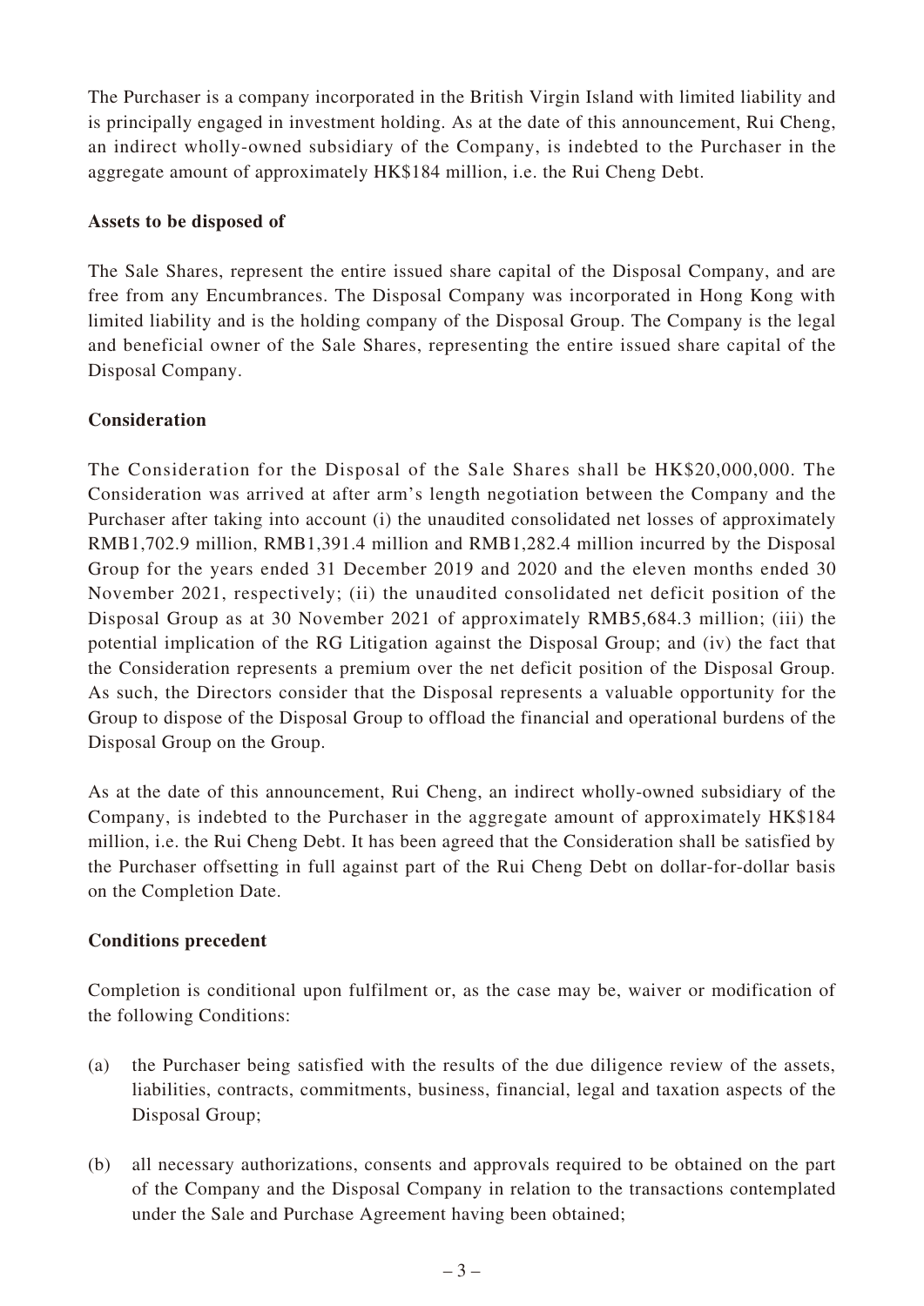The Purchaser is a company incorporated in the British Virgin Island with limited liability and is principally engaged in investment holding. As at the date of this announcement, Rui Cheng, an indirect wholly-owned subsidiary of the Company, is indebted to the Purchaser in the aggregate amount of approximately HK$184 million, i.e. the Rui Cheng Debt.

**Assets to be disposed of**

The Sale Shares, represent the entire issued share capital of the Disposal Company, and are free from any Encumbrances. The Disposal Company was incorporated in Hong Kong with limited liability and is the holding company of the Disposal Group. The Company is the legal and beneficial owner of the Sale Shares, representing the entire issued share capital of the Disposal Company.

**Consideration**

The Consideration for the Disposal of the Sale Shares shall be HK$20,000,000. The Consideration was arrived at after arm's length negotiation between the Company and the Purchaser after taking into account (i) the unaudited consolidated net losses of approximately RMB1,702.9 million, RMB1,391.4 million and RMB1,282.4 million incurred by the Disposal Group for the years ended 31 December 2019 and 2020 and the eleven months ended 30 November 2021, respectively; (ii) the unaudited consolidated net deficit position of the Disposal Group as at 30 November 2021 of approximately RMB5,684.3 million; (iii) the potential implication of the RG Litigation against the Disposal Group; and (iv) the fact that the Consideration represents a premium over the net deficit position of the Disposal Group. As such, the Directors consider that the Disposal represents a valuable opportunity for the Group to dispose of the Disposal Group to offload the financial and operational burdens of the Disposal Group on the Group.

As at the date of this announcement, Rui Cheng, an indirect wholly-owned subsidiary of the Company, is indebted to the Purchaser in the aggregate amount of approximately HK$184 million, i.e. the Rui Cheng Debt. It has been agreed that the Consideration shall be satisfied by the Purchaser offsetting in full against part of the Rui Cheng Debt on dollar-for-dollar basis on the Completion Date.

**Conditions precedent**

Completion is conditional upon fulfilment or, as the case may be, waiver or modification of the following Conditions:

(a) the Purchaser being satisfied with the results of the due diligence review of the assets, liabilities, contracts, commitments, business, financial, legal and taxation aspects of the Disposal Group;

(b) all necessary authorizations, consents and approvals required to be obtained on the part of the Company and the Disposal Company in relation to the transactions contemplated under the Sale and Purchase Agreement having been obtained;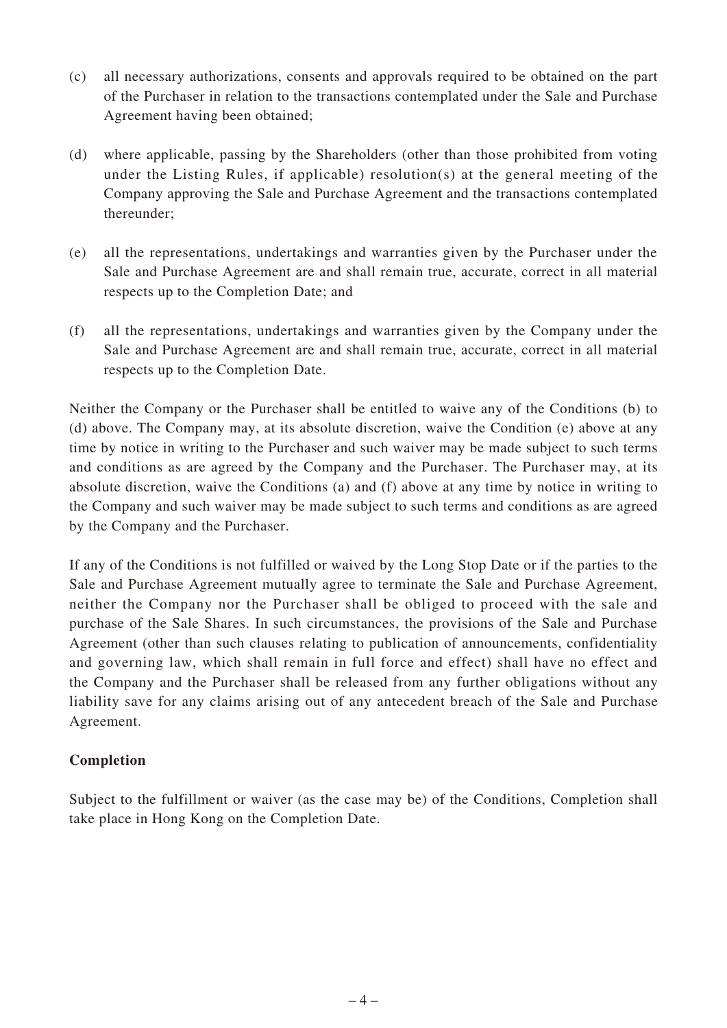(c) all necessary authorizations, consents and approvals required to be obtained on the part of the Purchaser in relation to the transactions contemplated under the Sale and Purchase Agreement having been obtained;

(d) where applicable, passing by the Shareholders (other than those prohibited from voting under the Listing Rules, if applicable) resolution(s) at the general meeting of the Company approving the Sale and Purchase Agreement and the transactions contemplated thereunder;

(e) all the representations, undertakings and warranties given by the Purchaser under the Sale and Purchase Agreement are and shall remain true, accurate, correct in all material respects up to the Completion Date; and

(f) all the representations, undertakings and warranties given by the Company under the Sale and Purchase Agreement are and shall remain true, accurate, correct in all material respects up to the Completion Date.

Neither the Company or the Purchaser shall be entitled to waive any of the Conditions (b) to (d) above. The Company may, at its absolute discretion, waive the Condition (e) above at any time by notice in writing to the Purchaser and such waiver may be made subject to such terms and conditions as are agreed by the Company and the Purchaser. The Purchaser may, at its absolute discretion, waive the Conditions (a) and (f) above at any time by notice in writing to the Company and such waiver may be made subject to such terms and conditions as are agreed by the Company and the Purchaser.

If any of the Conditions is not fulfilled or waived by the Long Stop Date or if the parties to the Sale and Purchase Agreement mutually agree to terminate the Sale and Purchase Agreement, neither the Company nor the Purchaser shall be obliged to proceed with the sale and purchase of the Sale Shares. In such circumstances, the provisions of the Sale and Purchase Agreement (other than such clauses relating to publication of announcements, confidentiality and governing law, which shall remain in full force and effect) shall have no effect and the Company and the Purchaser shall be released from any further obligations without any liability save for any claims arising out of any antecedent breach of the Sale and Purchase Agreement.

**Completion**

Subject to the fulfillment or waiver (as the case may be) of the Conditions, Completion shall take place in Hong Kong on the Completion Date.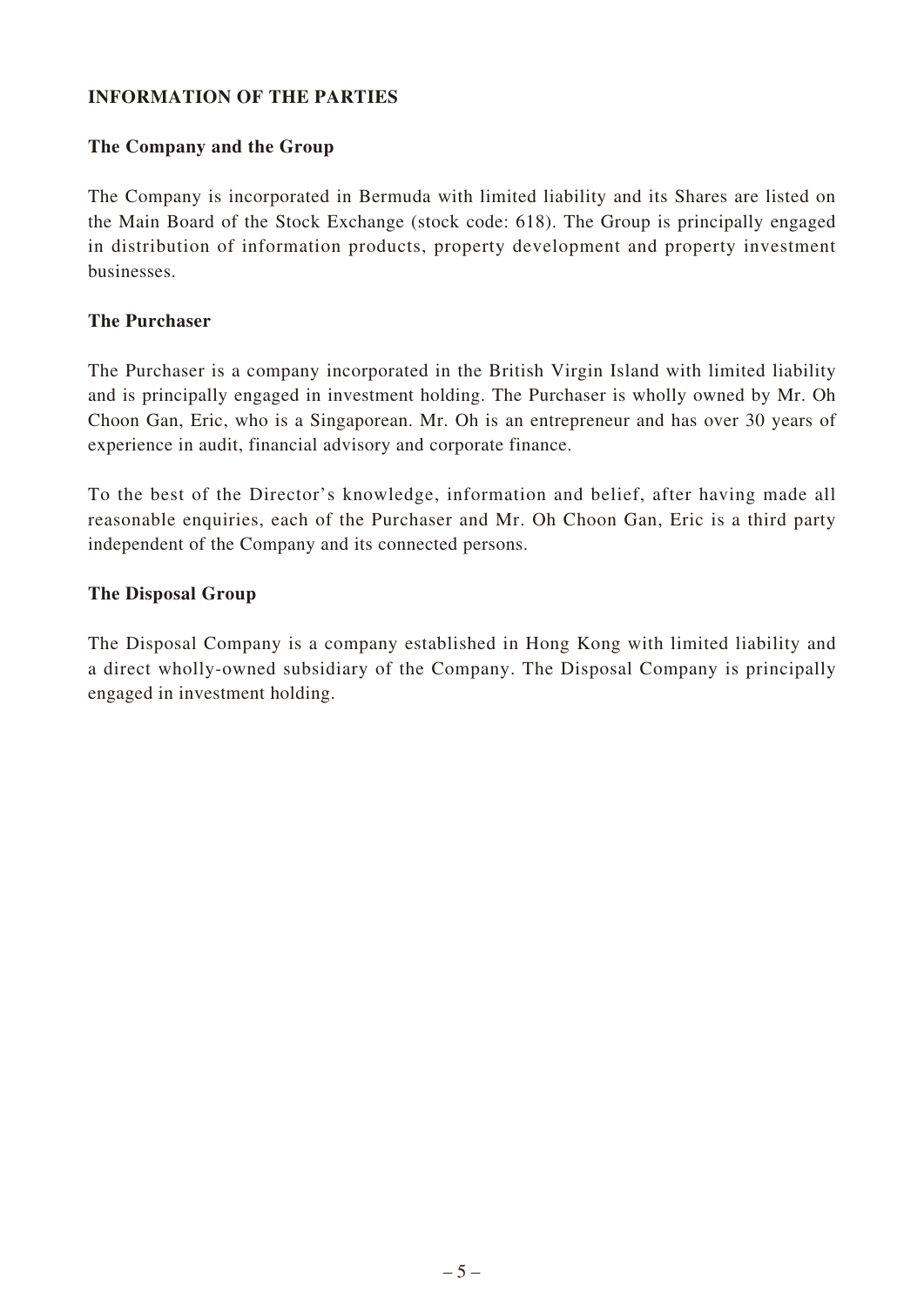## INFORMATION OF THE PARTIES

### The Company and the Group

The Company is incorporated in Bermuda with limited liability and its Shares are listed on the Main Board of the Stock Exchange (stock code: 618). The Group is principally engaged in distribution of information products, property development and property investment businesses.

### The Purchaser

The Purchaser is a company incorporated in the British Virgin Island with limited liability and is principally engaged in investment holding. The Purchaser is wholly owned by Mr. Oh Choon Gan, Eric, who is a Singaporean. Mr. Oh is an entrepreneur and has over 30 years of experience in audit, financial advisory and corporate finance.

To the best of the Director's knowledge, information and belief, after having made all reasonable enquiries, each of the Purchaser and Mr. Oh Choon Gan, Eric is a third party independent of the Company and its connected persons.

### The Disposal Group

The Disposal Company is a company established in Hong Kong with limited liability and a direct wholly-owned subsidiary of the Company. The Disposal Company is principally engaged in investment holding.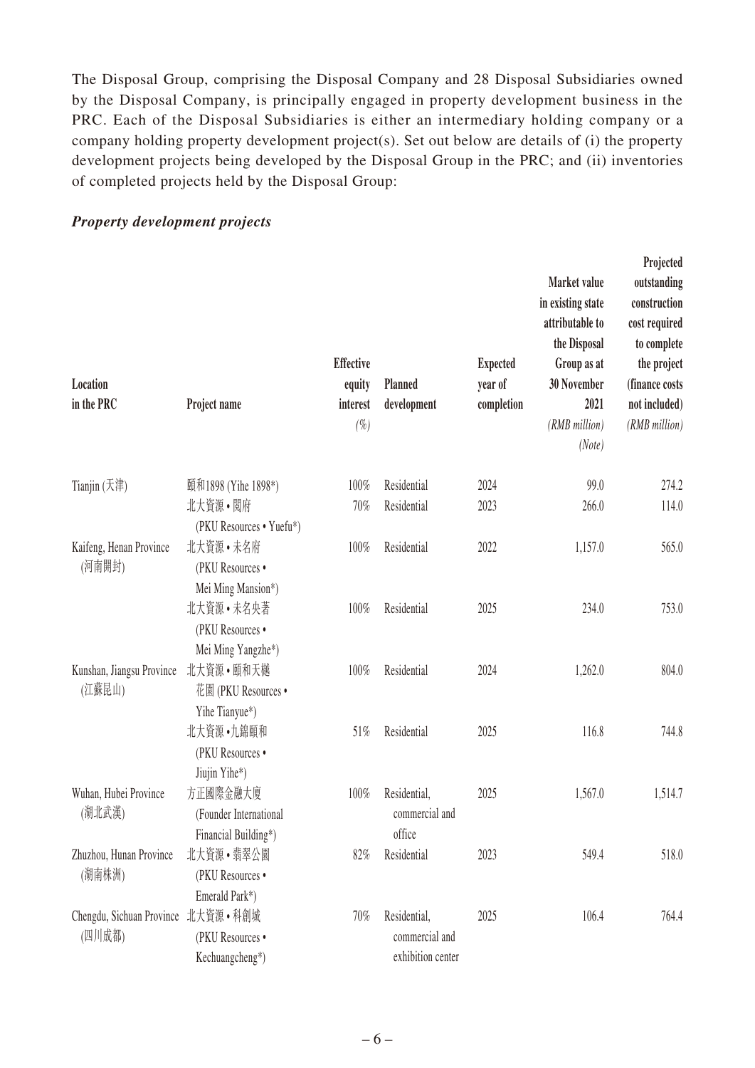The Disposal Group, comprising the Disposal Company and 28 Disposal Subsidiaries owned by the Disposal Company, is principally engaged in property development business in the PRC. Each of the Disposal Subsidiaries is either an intermediary holding company or a company holding property development project(s). Set out below are details of (i) the property development projects being developed by the Disposal Group in the PRC; and (ii) inventories of completed projects held by the Disposal Group:

***Property development projects***

| Location in the PRC | Project name | Effective equity interest (%) | Planned development | Expected year of completion | Market value in existing state attributable to the Disposal Group as at 30 November 2021 (RMB million) (Note) | Projected outstanding construction cost required to complete the project (finance costs not included) (RMB million) |
|---|---|---|---|---|---|---|
| Tianjin (天津) | 頤和1898 (Yihe 1898*) | 100% | Residential | 2024 | 99.0 | 274.2 |
| | 北大資源 • 閱府 (PKU Resources • Yuefu*) | 70% | Residential | 2023 | 266.0 | 114.0 |
| Kaifeng, Henan Province (河南開封) | 北大資源 • 未名府 (PKU Resources • Mei Ming Mansion*) | 100% | Residential | 2022 | 1,157.0 | 565.0 |
| | 北大資源 • 未名央著 (PKU Resources • Mei Ming Yangzhe*) | 100% | Residential | 2025 | 234.0 | 753.0 |
| Kunshan, Jiangsu Province (江蘇昆山) | 北大資源 • 頤和天樾花園 (PKU Resources • Yihe Tianyue*) | 100% | Residential | 2024 | 1,262.0 | 804.0 |
| | 北大資源 • 九錦頤和 (PKU Resources • Jiujin Yihe*) | 51% | Residential | 2025 | 116.8 | 744.8 |
| Wuhan, Hubei Province (湖北武漢) | 方正國際金融大廈 (Founder International Financial Building*) | 100% | Residential, commercial and office | 2025 | 1,567.0 | 1,514.7 |
| Zhuzhou, Hunan Province (湖南株洲) | 北大資源 • 翡翠公園 (PKU Resources • Emerald Park*) | 82% | Residential | 2023 | 549.4 | 518.0 |
| Chengdu, Sichuan Province (四川成都) | 北大資源 • 科創城 (PKU Resources • Kechuangcheng*) | 70% | Residential, commercial and exhibition center | 2025 | 106.4 | 764.4 |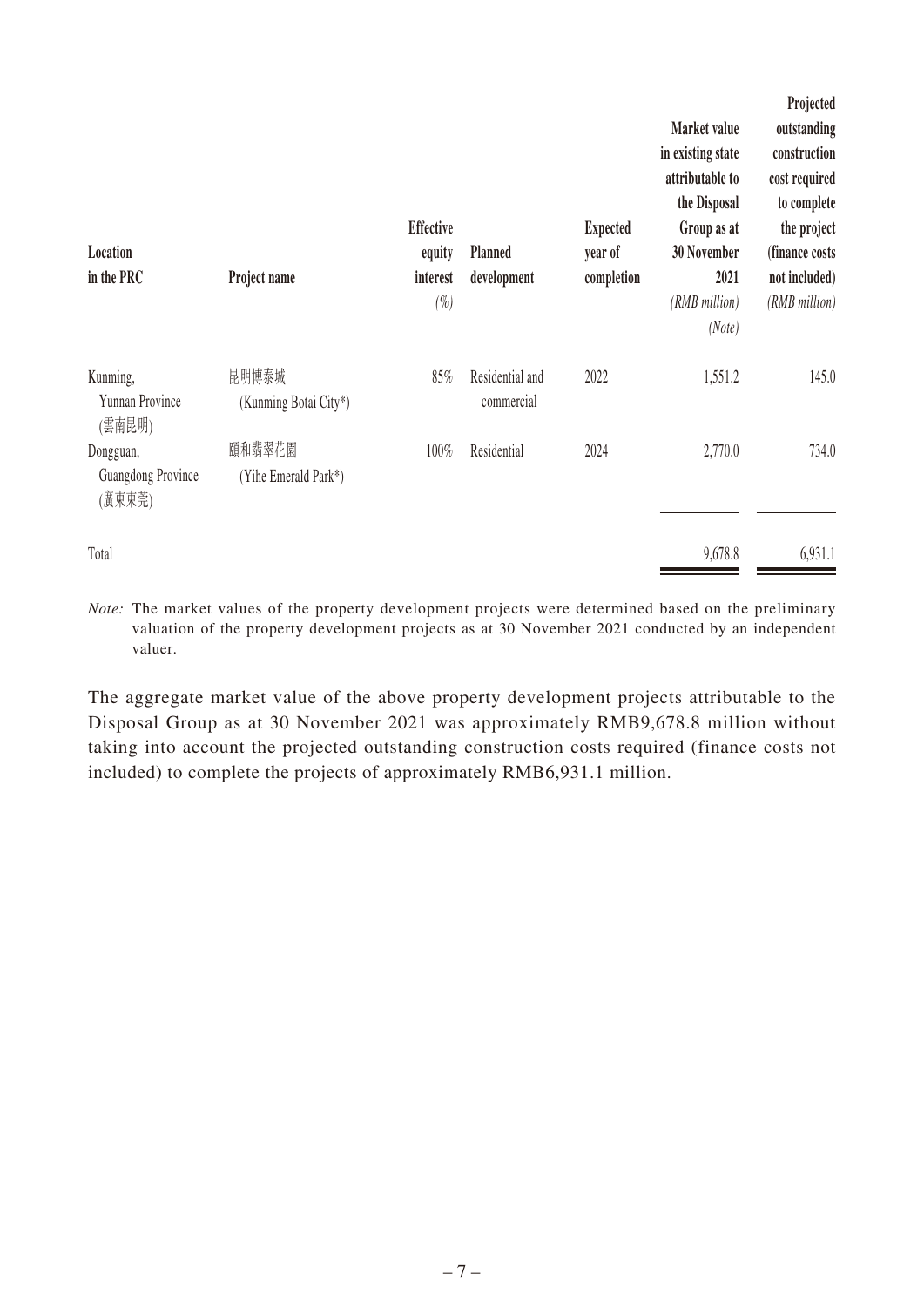| Location in the PRC | Project name | Effective equity interest *(%)* | Planned development | Expected year of completion | Market value in existing state attributable to the Disposal Group as at 30 November 2021 *(RMB million)* *(Note)* | Projected outstanding construction cost required to complete the project (finance costs not included) *(RMB million)* |
|---|---|---|---|---|---|---|
| Kunming, Yunnan Province (雲南昆明) | 昆明博泰城 (Kunming Botai City*) | 85% | Residential and commercial | 2022 | 1,551.2 | 145.0 |
| Dongguan, Guangdong Province (廣東東莞) | 頤和翡翠花園 (Yihe Emerald Park*) | 100% | Residential | 2024 | 2,770.0 | 734.0 |
| Total | | | | | 9,678.8 | 6,931.1 |

*Note:* The market values of the property development projects were determined based on the preliminary valuation of the property development projects as at 30 November 2021 conducted by an independent valuer.

The aggregate market value of the above property development projects attributable to the Disposal Group as at 30 November 2021 was approximately RMB9,678.8 million without taking into account the projected outstanding construction costs required (finance costs not included) to complete the projects of approximately RMB6,931.1 million.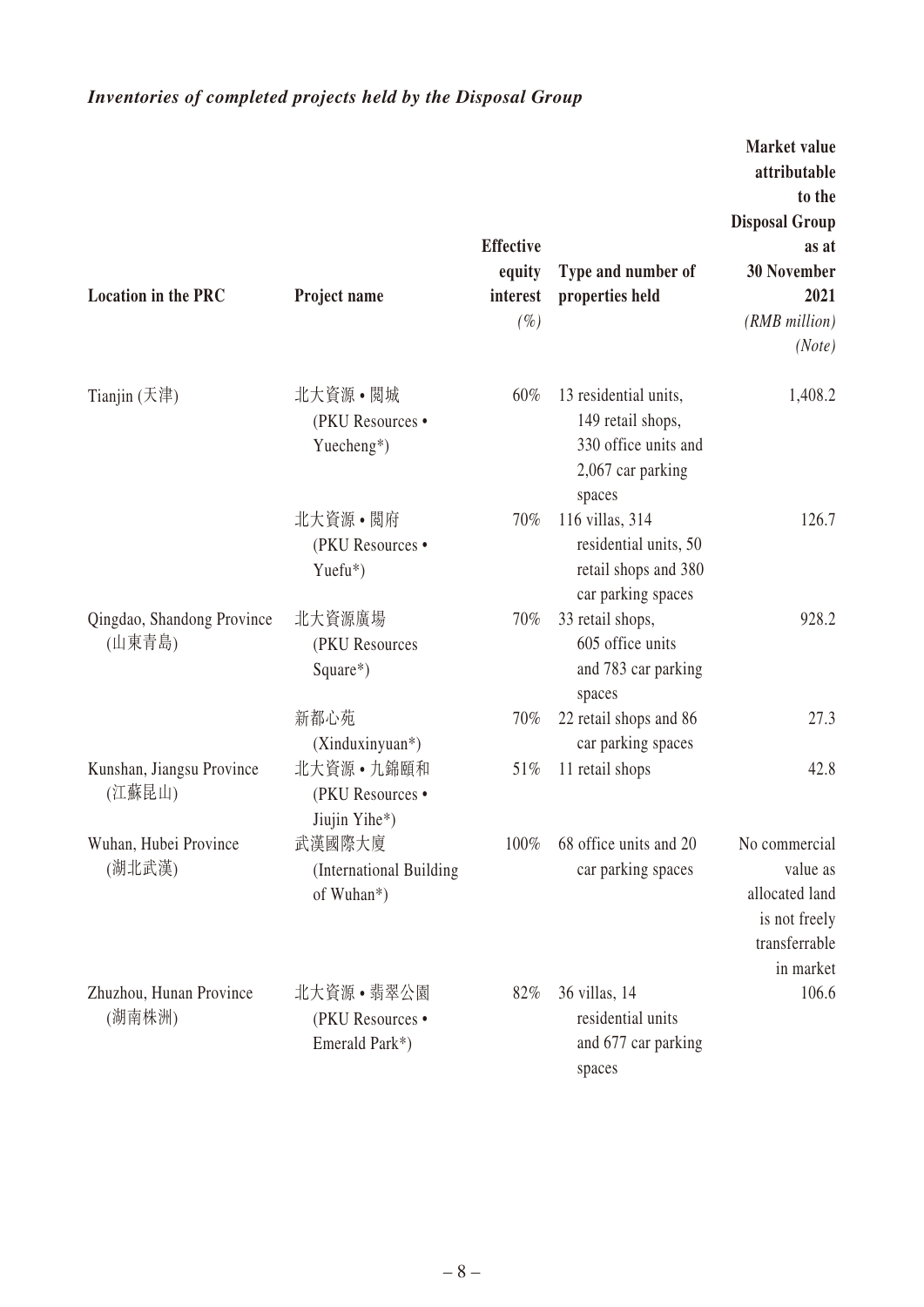*Inventories of completed projects held by the Disposal Group*

| Location in the PRC | Project name | Effective equity interest *(%)* | Type and number of properties held | Market value attributable to the Disposal Group as at 30 November 2021 *(RMB million)* *(Note)* |
|---|---|---|---|---|
| Tianjin (天津) | 北大資源 • 閱城 (PKU Resources • Yuecheng*) | 60% | 13 residential units, 149 retail shops, 330 office units and 2,067 car parking spaces | 1,408.2 |
| | 北大資源 • 閱府 (PKU Resources • Yuefu*) | 70% | 116 villas, 314 residential units, 50 retail shops and 380 car parking spaces | 126.7 |
| Qingdao, Shandong Province (山東青島) | 北大資源廣場 (PKU Resources Square*) | 70% | 33 retail shops, 605 office units and 783 car parking spaces | 928.2 |
| | 新都心苑 (Xinduxinyuan*) | 70% | 22 retail shops and 86 car parking spaces | 27.3 |
| Kunshan, Jiangsu Province (江蘇昆山) | 北大資源 • 九錦頤和 (PKU Resources • Jiujin Yihe*) | 51% | 11 retail shops | 42.8 |
| Wuhan, Hubei Province (湖北武漢) | 武漢國際大廈 (International Building of Wuhan*) | 100% | 68 office units and 20 car parking spaces | No commercial value as allocated land is not freely transferrable in market |
| Zhuzhou, Hunan Province (湖南株洲) | 北大資源 • 翡翠公園 (PKU Resources • Emerald Park*) | 82% | 36 villas, 14 residential units and 677 car parking spaces | 106.6 |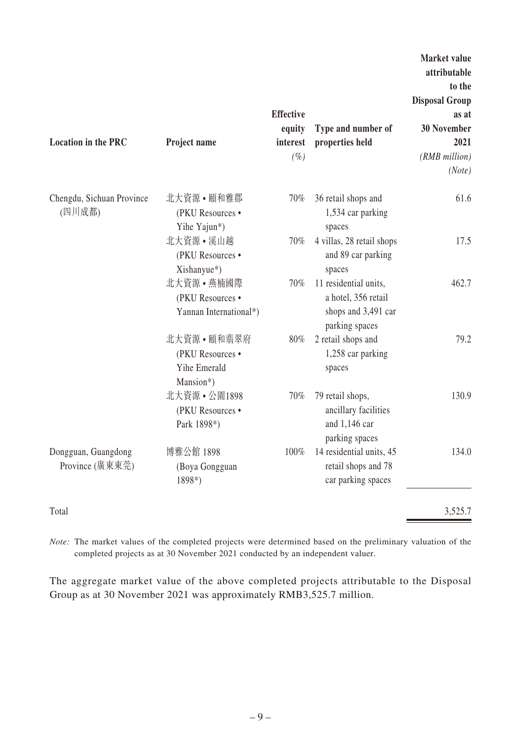| Location in the PRC | Project name | Effective equity interest (%) | Type and number of properties held | Market value attributable to the Disposal Group as at 30 November 2021 (RMB million) (Note) |
|---|---|---|---|---|
| Chengdu, Sichuan Province (四川成都) | 北大資源•頤和雅郡 (PKU Resources • Yihe Yajun*) | 70% | 36 retail shops and 1,534 car parking spaces | 61.6 |
| | 北大資源•溪山越 (PKU Resources • Xishanyue*) | 70% | 4 villas, 28 retail shops and 89 car parking spaces | 17.5 |
| | 北大資源•燕楠國際 (PKU Resources • Yannan International*) | 70% | 11 residential units, a hotel, 356 retail shops and 3,491 car parking spaces | 462.7 |
| | 北大資源•頤和翡翠府 (PKU Resources • Yihe Emerald Mansion*) | 80% | 2 retail shops and 1,258 car parking spaces | 79.2 |
| | 北大資源•公園1898 (PKU Resources • Park 1898*) | 70% | 79 retail shops, ancillary facilities and 1,146 car parking spaces | 130.9 |
| Dongguan, Guangdong Province (廣東東莞) | 博雅公館 1898 (Boya Gongguan 1898*) | 100% | 14 residential units, 45 retail shops and 78 car parking spaces | 134.0 |
| Total | | | | 3,525.7 |

*Note:* The market values of the completed projects were determined based on the preliminary valuation of the completed projects as at 30 November 2021 conducted by an independent valuer.

The aggregate market value of the above completed projects attributable to the Disposal Group as at 30 November 2021 was approximately RMB3,525.7 million.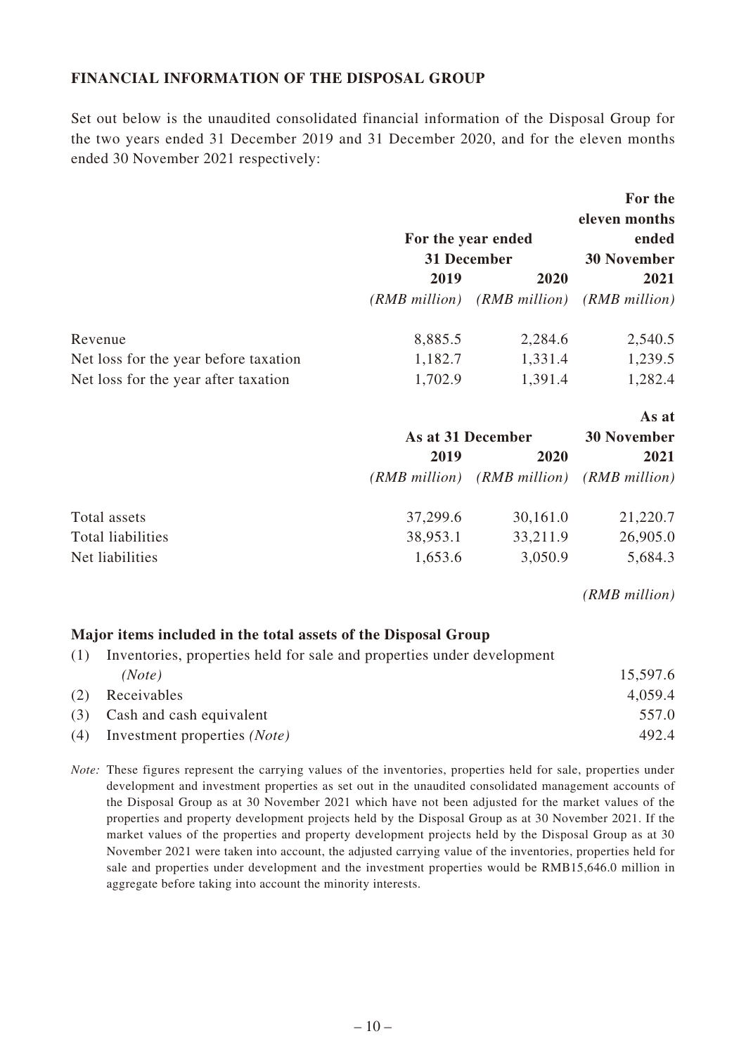**FINANCIAL INFORMATION OF THE DISPOSAL GROUP**

Set out below is the unaudited consolidated financial information of the Disposal Group for the two years ended 31 December 2019 and 31 December 2020, and for the eleven months ended 30 November 2021 respectively:

| | For the year ended 31 December | | For the eleven months ended 30 November |
|---|---|---|---|
| | **2019** | **2020** | **2021** |
| | *(RMB million)* | *(RMB million)* | *(RMB million)* |
| Revenue | 8,885.5 | 2,284.6 | 2,540.5 |
| Net loss for the year before taxation | 1,182.7 | 1,331.4 | 1,239.5 |
| Net loss for the year after taxation | 1,702.9 | 1,391.4 | 1,282.4 |

| | As at 31 December | | As at 30 November |
|---|---|---|---|
| | **2019** | **2020** | **2021** |
| | *(RMB million)* | *(RMB million)* | *(RMB million)* |
| Total assets | 37,299.6 | 30,161.0 | 21,220.7 |
| Total liabilities | 38,953.1 | 33,211.9 | 26,905.0 |
| Net liabilities | 1,653.6 | 3,050.9 | 5,684.3 |

**Major items included in the total assets of the Disposal Group**

| | | *(RMB million)* |
|---|---|---|
| (1) | Inventories, properties held for sale and properties under development *(Note)* | 15,597.6 |
| (2) | Receivables | 4,059.4 |
| (3) | Cash and cash equivalent | 557.0 |
| (4) | Investment properties *(Note)* | 492.4 |

*Note:* These figures represent the carrying values of the inventories, properties held for sale, properties under development and investment properties as set out in the unaudited consolidated management accounts of the Disposal Group as at 30 November 2021 which have not been adjusted for the market values of the properties and property development projects held by the Disposal Group as at 30 November 2021. If the market values of the properties and property development projects held by the Disposal Group as at 30 November 2021 were taken into account, the adjusted carrying value of the inventories, properties held for sale and properties under development and the investment properties would be RMB15,646.0 million in aggregate before taking into account the minority interests.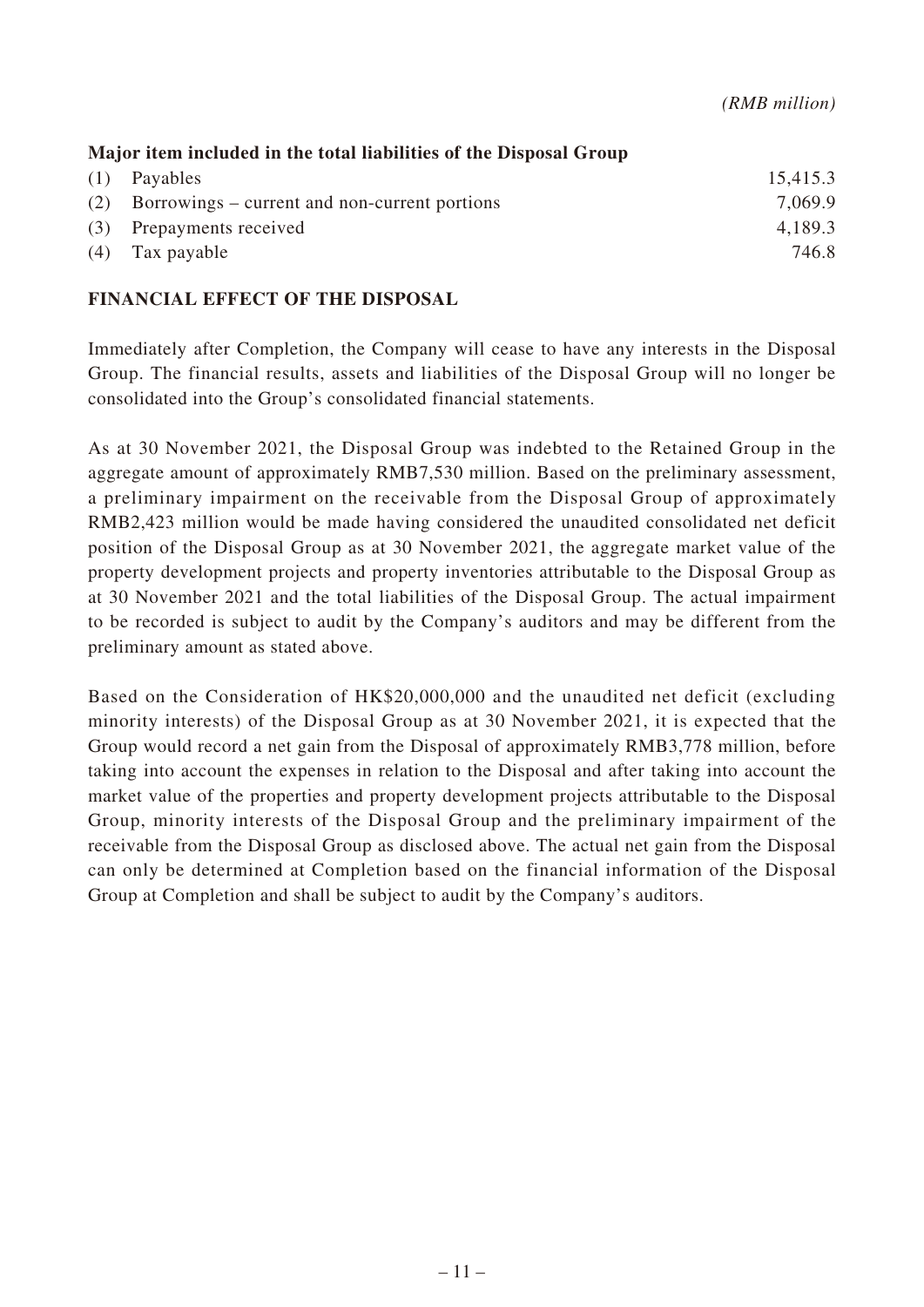*(RMB million)*

**Major item included in the total liabilities of the Disposal Group**

| | | |
|---|---|---|
| (1) | Payables | 15,415.3 |
| (2) | Borrowings – current and non-current portions | 7,069.9 |
| (3) | Prepayments received | 4,189.3 |
| (4) | Tax payable | 746.8 |

## FINANCIAL EFFECT OF THE DISPOSAL

Immediately after Completion, the Company will cease to have any interests in the Disposal Group. The financial results, assets and liabilities of the Disposal Group will no longer be consolidated into the Group's consolidated financial statements.

As at 30 November 2021, the Disposal Group was indebted to the Retained Group in the aggregate amount of approximately RMB7,530 million. Based on the preliminary assessment, a preliminary impairment on the receivable from the Disposal Group of approximately RMB2,423 million would be made having considered the unaudited consolidated net deficit position of the Disposal Group as at 30 November 2021, the aggregate market value of the property development projects and property inventories attributable to the Disposal Group as at 30 November 2021 and the total liabilities of the Disposal Group. The actual impairment to be recorded is subject to audit by the Company's auditors and may be different from the preliminary amount as stated above.

Based on the Consideration of HK$20,000,000 and the unaudited net deficit (excluding minority interests) of the Disposal Group as at 30 November 2021, it is expected that the Group would record a net gain from the Disposal of approximately RMB3,778 million, before taking into account the expenses in relation to the Disposal and after taking into account the market value of the properties and property development projects attributable to the Disposal Group, minority interests of the Disposal Group and the preliminary impairment of the receivable from the Disposal Group as disclosed above. The actual net gain from the Disposal can only be determined at Completion based on the financial information of the Disposal Group at Completion and shall be subject to audit by the Company's auditors.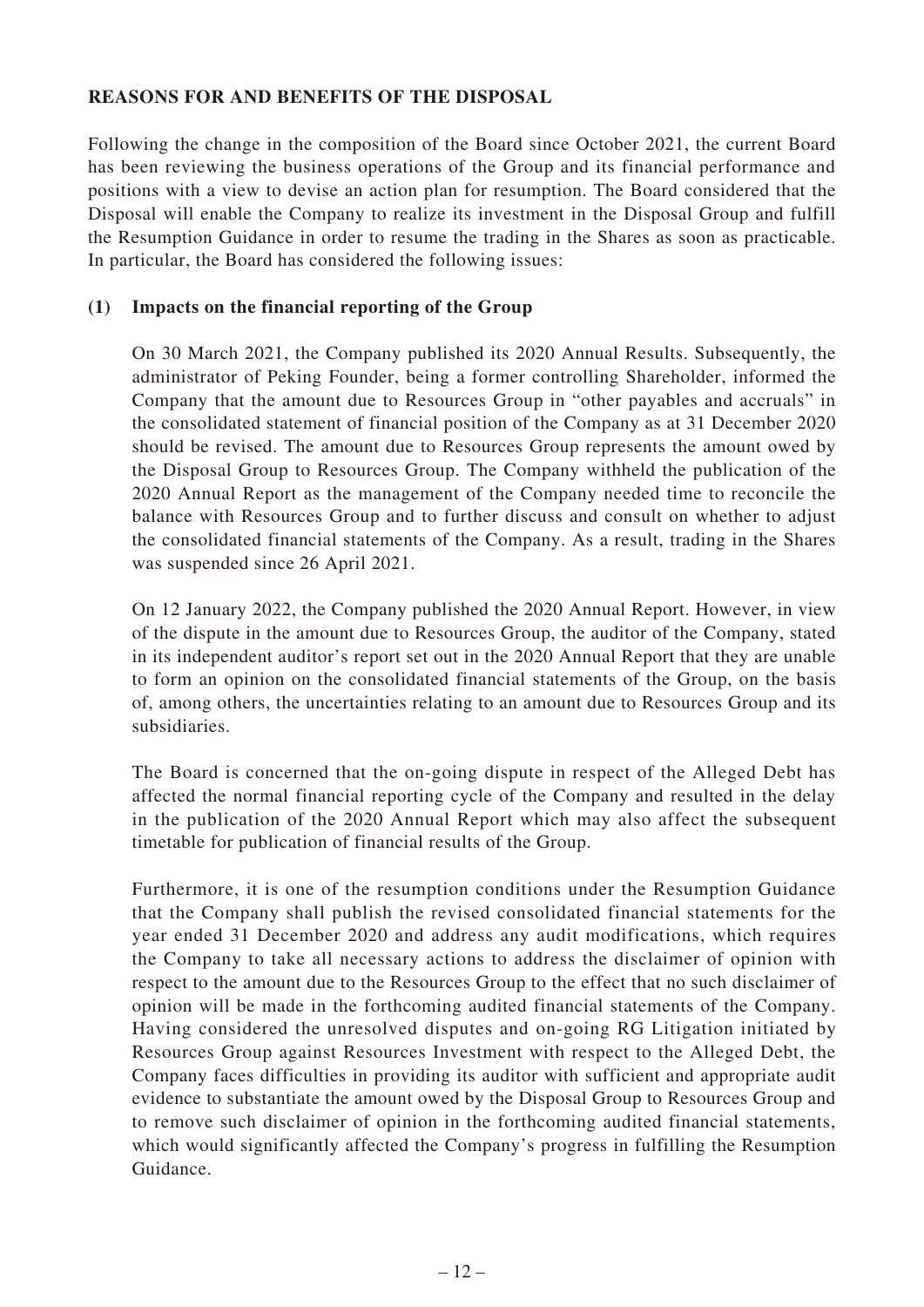## REASONS FOR AND BENEFITS OF THE DISPOSAL

Following the change in the composition of the Board since October 2021, the current Board has been reviewing the business operations of the Group and its financial performance and positions with a view to devise an action plan for resumption. The Board considered that the Disposal will enable the Company to realize its investment in the Disposal Group and fulfill the Resumption Guidance in order to resume the trading in the Shares as soon as practicable. In particular, the Board has considered the following issues:

### (1) Impacts on the financial reporting of the Group

On 30 March 2021, the Company published its 2020 Annual Results. Subsequently, the administrator of Peking Founder, being a former controlling Shareholder, informed the Company that the amount due to Resources Group in "other payables and accruals" in the consolidated statement of financial position of the Company as at 31 December 2020 should be revised. The amount due to Resources Group represents the amount owed by the Disposal Group to Resources Group. The Company withheld the publication of the 2020 Annual Report as the management of the Company needed time to reconcile the balance with Resources Group and to further discuss and consult on whether to adjust the consolidated financial statements of the Company. As a result, trading in the Shares was suspended since 26 April 2021.

On 12 January 2022, the Company published the 2020 Annual Report. However, in view of the dispute in the amount due to Resources Group, the auditor of the Company, stated in its independent auditor's report set out in the 2020 Annual Report that they are unable to form an opinion on the consolidated financial statements of the Group, on the basis of, among others, the uncertainties relating to an amount due to Resources Group and its subsidiaries.

The Board is concerned that the on-going dispute in respect of the Alleged Debt has affected the normal financial reporting cycle of the Company and resulted in the delay in the publication of the 2020 Annual Report which may also affect the subsequent timetable for publication of financial results of the Group.

Furthermore, it is one of the resumption conditions under the Resumption Guidance that the Company shall publish the revised consolidated financial statements for the year ended 31 December 2020 and address any audit modifications, which requires the Company to take all necessary actions to address the disclaimer of opinion with respect to the amount due to the Resources Group to the effect that no such disclaimer of opinion will be made in the forthcoming audited financial statements of the Company. Having considered the unresolved disputes and on-going RG Litigation initiated by Resources Group against Resources Investment with respect to the Alleged Debt, the Company faces difficulties in providing its auditor with sufficient and appropriate audit evidence to substantiate the amount owed by the Disposal Group to Resources Group and to remove such disclaimer of opinion in the forthcoming audited financial statements, which would significantly affected the Company's progress in fulfilling the Resumption Guidance.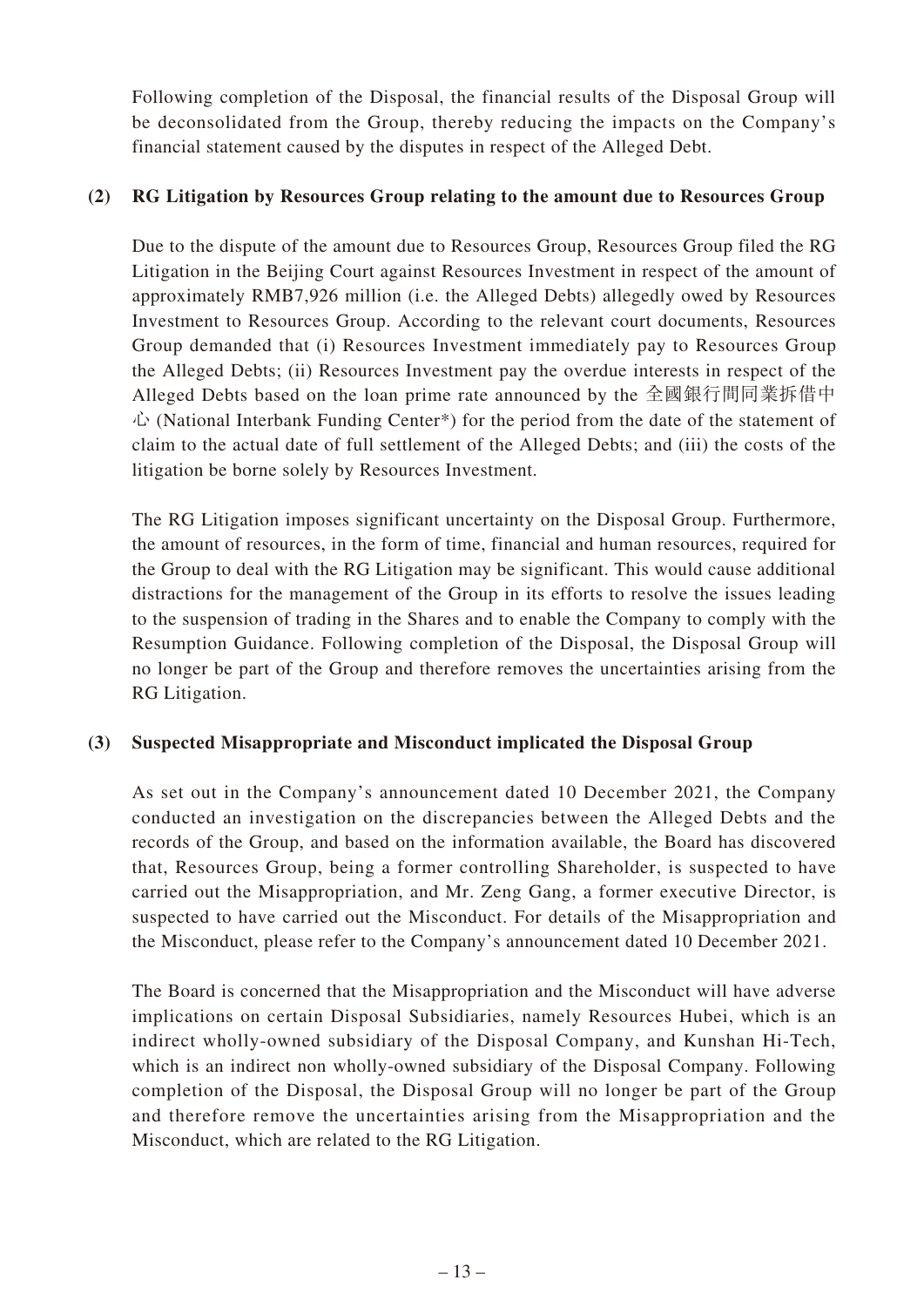Following completion of the Disposal, the financial results of the Disposal Group will be deconsolidated from the Group, thereby reducing the impacts on the Company's financial statement caused by the disputes in respect of the Alleged Debt.

**(2) RG Litigation by Resources Group relating to the amount due to Resources Group**

Due to the dispute of the amount due to Resources Group, Resources Group filed the RG Litigation in the Beijing Court against Resources Investment in respect of the amount of approximately RMB7,926 million (i.e. the Alleged Debts) allegedly owed by Resources Investment to Resources Group. According to the relevant court documents, Resources Group demanded that (i) Resources Investment immediately pay to Resources Group the Alleged Debts; (ii) Resources Investment pay the overdue interests in respect of the Alleged Debts based on the loan prime rate announced by the 全國銀行間同業拆借中心 (National Interbank Funding Center*) for the period from the date of the statement of claim to the actual date of full settlement of the Alleged Debts; and (iii) the costs of the litigation be borne solely by Resources Investment.

The RG Litigation imposes significant uncertainty on the Disposal Group. Furthermore, the amount of resources, in the form of time, financial and human resources, required for the Group to deal with the RG Litigation may be significant. This would cause additional distractions for the management of the Group in its efforts to resolve the issues leading to the suspension of trading in the Shares and to enable the Company to comply with the Resumption Guidance. Following completion of the Disposal, the Disposal Group will no longer be part of the Group and therefore removes the uncertainties arising from the RG Litigation.

**(3) Suspected Misappropriate and Misconduct implicated the Disposal Group**

As set out in the Company's announcement dated 10 December 2021, the Company conducted an investigation on the discrepancies between the Alleged Debts and the records of the Group, and based on the information available, the Board has discovered that, Resources Group, being a former controlling Shareholder, is suspected to have carried out the Misappropriation, and Mr. Zeng Gang, a former executive Director, is suspected to have carried out the Misconduct. For details of the Misappropriation and the Misconduct, please refer to the Company's announcement dated 10 December 2021.

The Board is concerned that the Misappropriation and the Misconduct will have adverse implications on certain Disposal Subsidiaries, namely Resources Hubei, which is an indirect wholly-owned subsidiary of the Disposal Company, and Kunshan Hi-Tech, which is an indirect non wholly-owned subsidiary of the Disposal Company. Following completion of the Disposal, the Disposal Group will no longer be part of the Group and therefore remove the uncertainties arising from the Misappropriation and the Misconduct, which are related to the RG Litigation.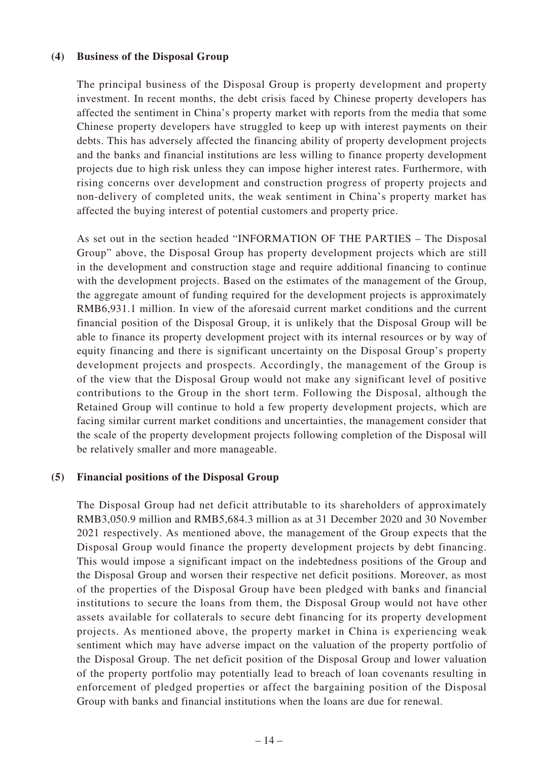### (4) Business of the Disposal Group

The principal business of the Disposal Group is property development and property investment. In recent months, the debt crisis faced by Chinese property developers has affected the sentiment in China's property market with reports from the media that some Chinese property developers have struggled to keep up with interest payments on their debts. This has adversely affected the financing ability of property development projects and the banks and financial institutions are less willing to finance property development projects due to high risk unless they can impose higher interest rates. Furthermore, with rising concerns over development and construction progress of property projects and non-delivery of completed units, the weak sentiment in China's property market has affected the buying interest of potential customers and property price.

As set out in the section headed "INFORMATION OF THE PARTIES – The Disposal Group" above, the Disposal Group has property development projects which are still in the development and construction stage and require additional financing to continue with the development projects. Based on the estimates of the management of the Group, the aggregate amount of funding required for the development projects is approximately RMB6,931.1 million. In view of the aforesaid current market conditions and the current financial position of the Disposal Group, it is unlikely that the Disposal Group will be able to finance its property development project with its internal resources or by way of equity financing and there is significant uncertainty on the Disposal Group's property development projects and prospects. Accordingly, the management of the Group is of the view that the Disposal Group would not make any significant level of positive contributions to the Group in the short term. Following the Disposal, although the Retained Group will continue to hold a few property development projects, which are facing similar current market conditions and uncertainties, the management consider that the scale of the property development projects following completion of the Disposal will be relatively smaller and more manageable.

### (5) Financial positions of the Disposal Group

The Disposal Group had net deficit attributable to its shareholders of approximately RMB3,050.9 million and RMB5,684.3 million as at 31 December 2020 and 30 November 2021 respectively. As mentioned above, the management of the Group expects that the Disposal Group would finance the property development projects by debt financing. This would impose a significant impact on the indebtedness positions of the Group and the Disposal Group and worsen their respective net deficit positions. Moreover, as most of the properties of the Disposal Group have been pledged with banks and financial institutions to secure the loans from them, the Disposal Group would not have other assets available for collaterals to secure debt financing for its property development projects. As mentioned above, the property market in China is experiencing weak sentiment which may have adverse impact on the valuation of the property portfolio of the Disposal Group. The net deficit position of the Disposal Group and lower valuation of the property portfolio may potentially lead to breach of loan covenants resulting in enforcement of pledged properties or affect the bargaining position of the Disposal Group with banks and financial institutions when the loans are due for renewal.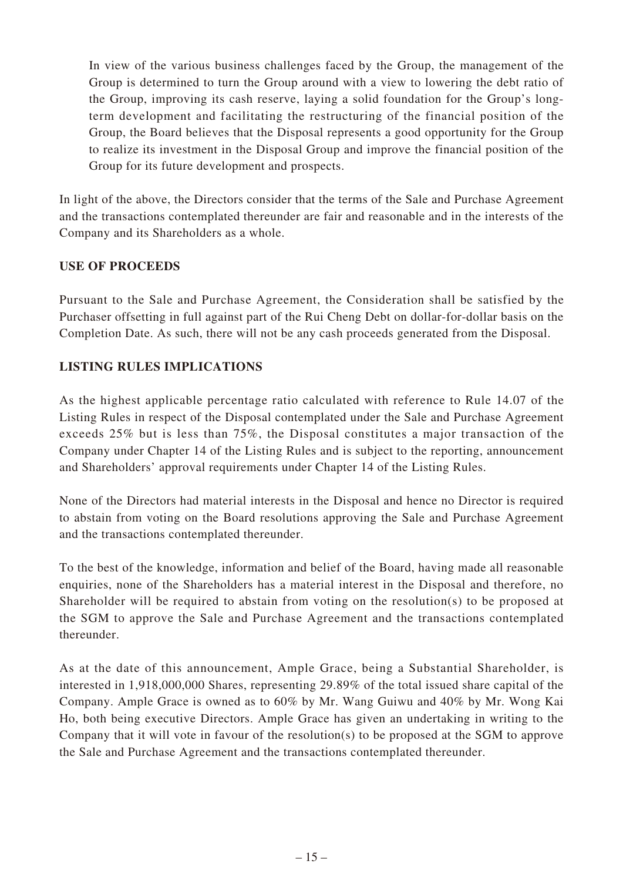In view of the various business challenges faced by the Group, the management of the Group is determined to turn the Group around with a view to lowering the debt ratio of the Group, improving its cash reserve, laying a solid foundation for the Group's long-term development and facilitating the restructuring of the financial position of the Group, the Board believes that the Disposal represents a good opportunity for the Group to realize its investment in the Disposal Group and improve the financial position of the Group for its future development and prospects.

In light of the above, the Directors consider that the terms of the Sale and Purchase Agreement and the transactions contemplated thereunder are fair and reasonable and in the interests of the Company and its Shareholders as a whole.

## USE OF PROCEEDS

Pursuant to the Sale and Purchase Agreement, the Consideration shall be satisfied by the Purchaser offsetting in full against part of the Rui Cheng Debt on dollar-for-dollar basis on the Completion Date. As such, there will not be any cash proceeds generated from the Disposal.

## LISTING RULES IMPLICATIONS

As the highest applicable percentage ratio calculated with reference to Rule 14.07 of the Listing Rules in respect of the Disposal contemplated under the Sale and Purchase Agreement exceeds 25% but is less than 75%, the Disposal constitutes a major transaction of the Company under Chapter 14 of the Listing Rules and is subject to the reporting, announcement and Shareholders' approval requirements under Chapter 14 of the Listing Rules.

None of the Directors had material interests in the Disposal and hence no Director is required to abstain from voting on the Board resolutions approving the Sale and Purchase Agreement and the transactions contemplated thereunder.

To the best of the knowledge, information and belief of the Board, having made all reasonable enquiries, none of the Shareholders has a material interest in the Disposal and therefore, no Shareholder will be required to abstain from voting on the resolution(s) to be proposed at the SGM to approve the Sale and Purchase Agreement and the transactions contemplated thereunder.

As at the date of this announcement, Ample Grace, being a Substantial Shareholder, is interested in 1,918,000,000 Shares, representing 29.89% of the total issued share capital of the Company. Ample Grace is owned as to 60% by Mr. Wang Guiwu and 40% by Mr. Wong Kai Ho, both being executive Directors. Ample Grace has given an undertaking in writing to the Company that it will vote in favour of the resolution(s) to be proposed at the SGM to approve the Sale and Purchase Agreement and the transactions contemplated thereunder.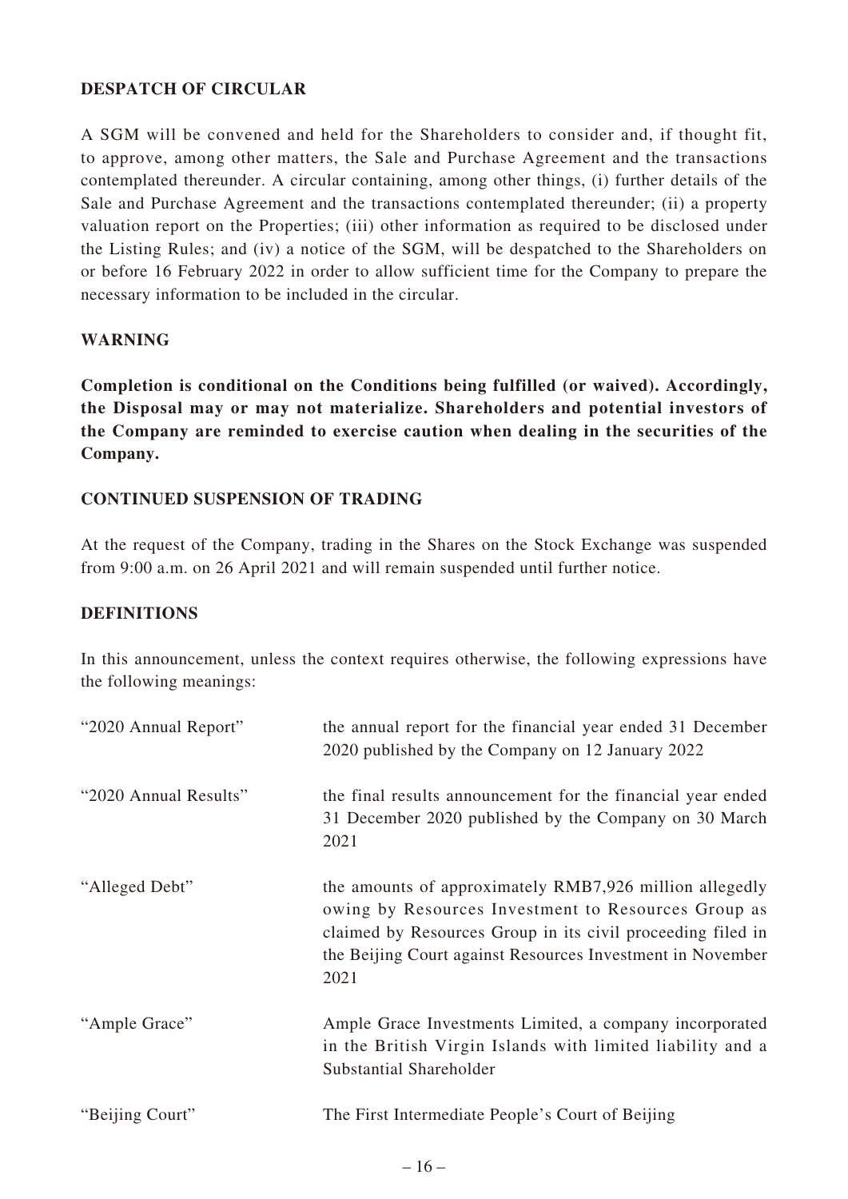## DESPATCH OF CIRCULAR

A SGM will be convened and held for the Shareholders to consider and, if thought fit, to approve, among other matters, the Sale and Purchase Agreement and the transactions contemplated thereunder. A circular containing, among other things, (i) further details of the Sale and Purchase Agreement and the transactions contemplated thereunder; (ii) a property valuation report on the Properties; (iii) other information as required to be disclosed under the Listing Rules; and (iv) a notice of the SGM, will be despatched to the Shareholders on or before 16 February 2022 in order to allow sufficient time for the Company to prepare the necessary information to be included in the circular.

## WARNING

**Completion is conditional on the Conditions being fulfilled (or waived). Accordingly, the Disposal may or may not materialize. Shareholders and potential investors of the Company are reminded to exercise caution when dealing in the securities of the Company.**

## CONTINUED SUSPENSION OF TRADING

At the request of the Company, trading in the Shares on the Stock Exchange was suspended from 9:00 a.m. on 26 April 2021 and will remain suspended until further notice.

## DEFINITIONS

In this announcement, unless the context requires otherwise, the following expressions have the following meanings:

| | |
|---|---|
| "2020 Annual Report" | the annual report for the financial year ended 31 December 2020 published by the Company on 12 January 2022 |
| "2020 Annual Results" | the final results announcement for the financial year ended 31 December 2020 published by the Company on 30 March 2021 |
| "Alleged Debt" | the amounts of approximately RMB7,926 million allegedly owing by Resources Investment to Resources Group as claimed by Resources Group in its civil proceeding filed in the Beijing Court against Resources Investment in November 2021 |
| "Ample Grace" | Ample Grace Investments Limited, a company incorporated in the British Virgin Islands with limited liability and a Substantial Shareholder |
| "Beijing Court" | The First Intermediate People's Court of Beijing |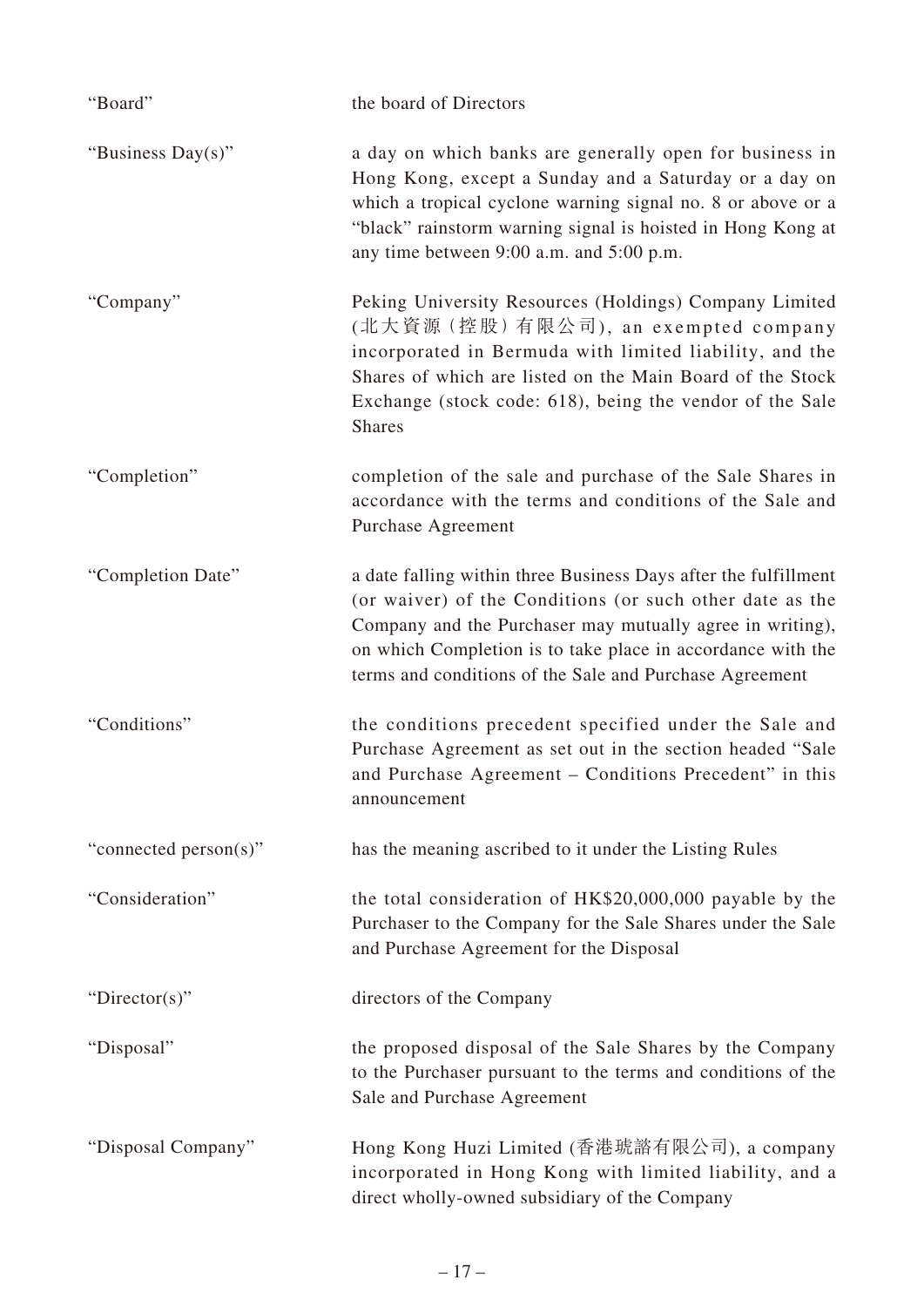| | |
|---|---|
| "Board" | the board of Directors |
| "Business Day(s)" | a day on which banks are generally open for business in Hong Kong, except a Sunday and a Saturday or a day on which a tropical cyclone warning signal no. 8 or above or a "black" rainstorm warning signal is hoisted in Hong Kong at any time between 9:00 a.m. and 5:00 p.m. |
| "Company" | Peking University Resources (Holdings) Company Limited (北大資源(控股)有限公司), an exempted company incorporated in Bermuda with limited liability, and the Shares of which are listed on the Main Board of the Stock Exchange (stock code: 618), being the vendor of the Sale Shares |
| "Completion" | completion of the sale and purchase of the Sale Shares in accordance with the terms and conditions of the Sale and Purchase Agreement |
| "Completion Date" | a date falling within three Business Days after the fulfillment (or waiver) of the Conditions (or such other date as the Company and the Purchaser may mutually agree in writing), on which Completion is to take place in accordance with the terms and conditions of the Sale and Purchase Agreement |
| "Conditions" | the conditions precedent specified under the Sale and Purchase Agreement as set out in the section headed "Sale and Purchase Agreement – Conditions Precedent" in this announcement |
| "connected person(s)" | has the meaning ascribed to it under the Listing Rules |
| "Consideration" | the total consideration of HK$20,000,000 payable by the Purchaser to the Company for the Sale Shares under the Sale and Purchase Agreement for the Disposal |
| "Director(s)" | directors of the Company |
| "Disposal" | the proposed disposal of the Sale Shares by the Company to the Purchaser pursuant to the terms and conditions of the Sale and Purchase Agreement |
| "Disposal Company" | Hong Kong Huzi Limited (香港琥諮有限公司), a company incorporated in Hong Kong with limited liability, and a direct wholly-owned subsidiary of the Company |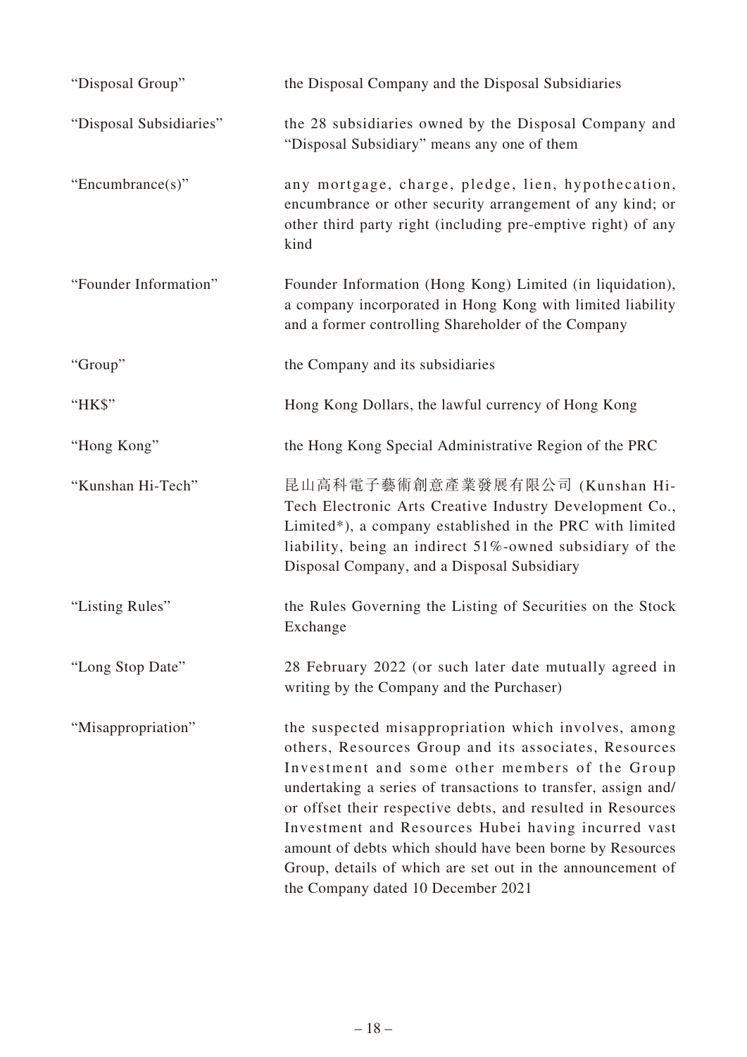| | |
|---|---|
| "Disposal Group" | the Disposal Company and the Disposal Subsidiaries |
| "Disposal Subsidiaries" | the 28 subsidiaries owned by the Disposal Company and "Disposal Subsidiary" means any one of them |
| "Encumbrance(s)" | any mortgage, charge, pledge, lien, hypothecation, encumbrance or other security arrangement of any kind; or other third party right (including pre-emptive right) of any kind |
| "Founder Information" | Founder Information (Hong Kong) Limited (in liquidation), a company incorporated in Hong Kong with limited liability and a former controlling Shareholder of the Company |
| "Group" | the Company and its subsidiaries |
| "HK$" | Hong Kong Dollars, the lawful currency of Hong Kong |
| "Hong Kong" | the Hong Kong Special Administrative Region of the PRC |
| "Kunshan Hi-Tech" | 昆山高科電子藝術創意產業發展有限公司 (Kunshan Hi-Tech Electronic Arts Creative Industry Development Co., Limited*), a company established in the PRC with limited liability, being an indirect 51%-owned subsidiary of the Disposal Company, and a Disposal Subsidiary |
| "Listing Rules" | the Rules Governing the Listing of Securities on the Stock Exchange |
| "Long Stop Date" | 28 February 2022 (or such later date mutually agreed in writing by the Company and the Purchaser) |
| "Misappropriation" | the suspected misappropriation which involves, among others, Resources Group and its associates, Resources Investment and some other members of the Group undertaking a series of transactions to transfer, assign and/or offset their respective debts, and resulted in Resources Investment and Resources Hubei having incurred vast amount of debts which should have been borne by Resources Group, details of which are set out in the announcement of the Company dated 10 December 2021 |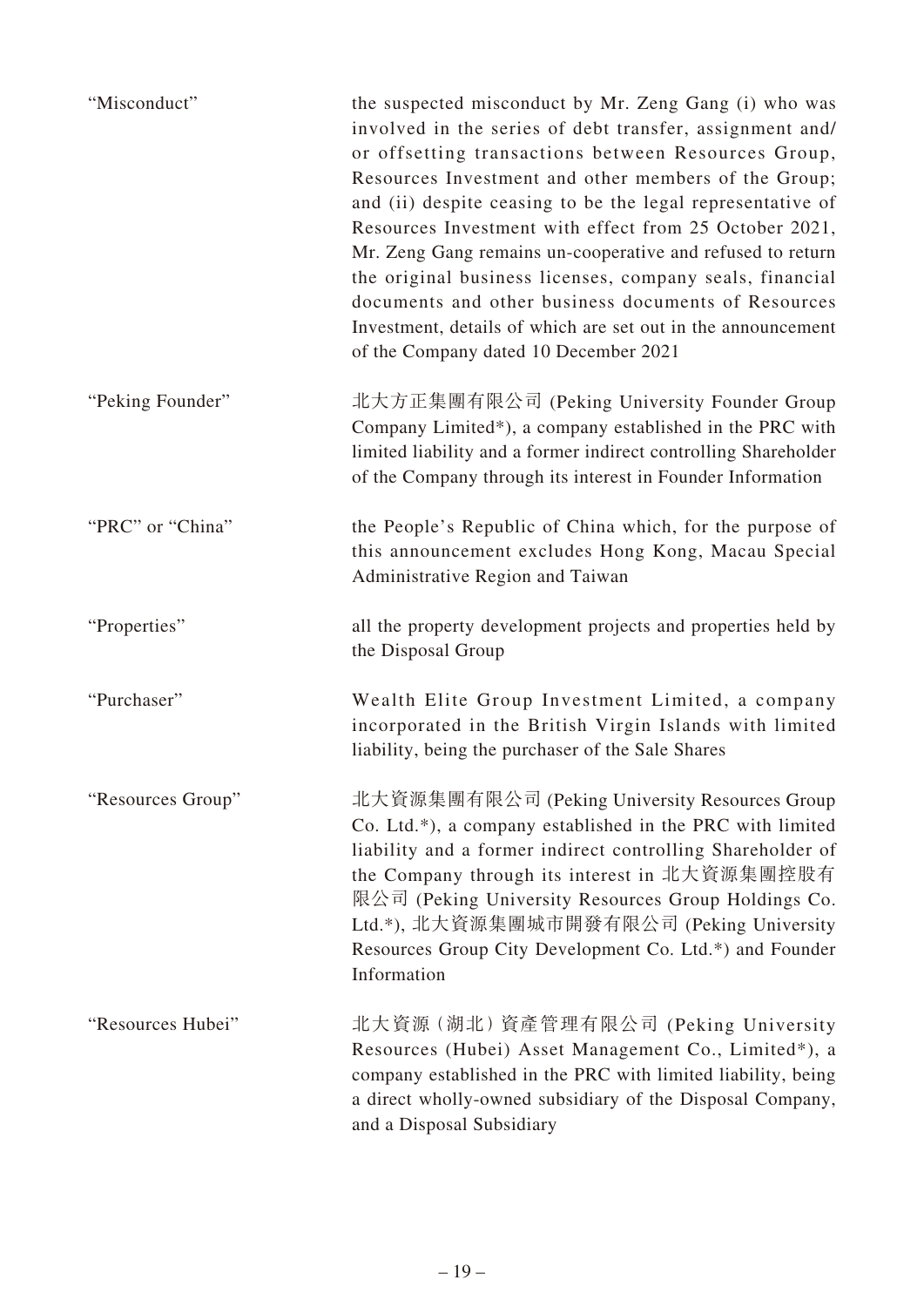| | |
|---|---|
| "Misconduct" | the suspected misconduct by Mr. Zeng Gang (i) who was involved in the series of debt transfer, assignment and/or offsetting transactions between Resources Group, Resources Investment and other members of the Group; and (ii) despite ceasing to be the legal representative of Resources Investment with effect from 25 October 2021, Mr. Zeng Gang remains un-cooperative and refused to return the original business licenses, company seals, financial documents and other business documents of Resources Investment, details of which are set out in the announcement of the Company dated 10 December 2021 |
| "Peking Founder" | 北大方正集團有限公司 (Peking University Founder Group Company Limited*), a company established in the PRC with limited liability and a former indirect controlling Shareholder of the Company through its interest in Founder Information |
| "PRC" or "China" | the People's Republic of China which, for the purpose of this announcement excludes Hong Kong, Macau Special Administrative Region and Taiwan |
| "Properties" | all the property development projects and properties held by the Disposal Group |
| "Purchaser" | Wealth Elite Group Investment Limited, a company incorporated in the British Virgin Islands with limited liability, being the purchaser of the Sale Shares |
| "Resources Group" | 北大資源集團有限公司 (Peking University Resources Group Co. Ltd.*), a company established in the PRC with limited liability and a former indirect controlling Shareholder of the Company through its interest in 北大資源集團控股有限公司 (Peking University Resources Group Holdings Co. Ltd.*), 北大資源集團城市開發有限公司 (Peking University Resources Group City Development Co. Ltd.*) and Founder Information |
| "Resources Hubei" | 北大資源(湖北)資產管理有限公司 (Peking University Resources (Hubei) Asset Management Co., Limited*), a company established in the PRC with limited liability, being a direct wholly-owned subsidiary of the Disposal Company, and a Disposal Subsidiary |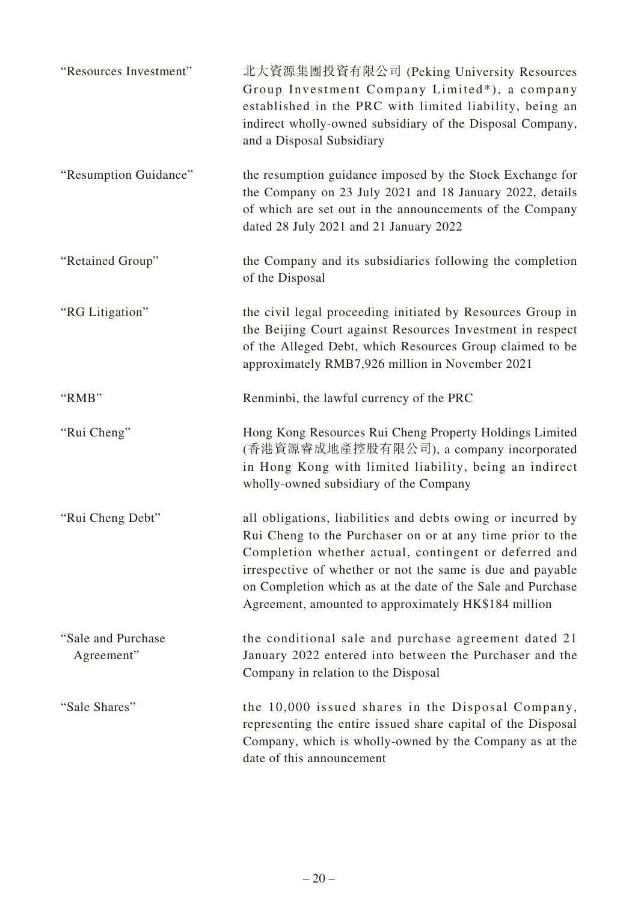| | |
|---|---|
| "Resources Investment" | 北大資源集團投資有限公司 (Peking University Resources Group Investment Company Limited*), a company established in the PRC with limited liability, being an indirect wholly-owned subsidiary of the Disposal Company, and a Disposal Subsidiary |
| "Resumption Guidance" | the resumption guidance imposed by the Stock Exchange for the Company on 23 July 2021 and 18 January 2022, details of which are set out in the announcements of the Company dated 28 July 2021 and 21 January 2022 |
| "Retained Group" | the Company and its subsidiaries following the completion of the Disposal |
| "RG Litigation" | the civil legal proceeding initiated by Resources Group in the Beijing Court against Resources Investment in respect of the Alleged Debt, which Resources Group claimed to be approximately RMB7,926 million in November 2021 |
| "RMB" | Renminbi, the lawful currency of the PRC |
| "Rui Cheng" | Hong Kong Resources Rui Cheng Property Holdings Limited (香港資源睿成地產控股有限公司), a company incorporated in Hong Kong with limited liability, being an indirect wholly-owned subsidiary of the Company |
| "Rui Cheng Debt" | all obligations, liabilities and debts owing or incurred by Rui Cheng to the Purchaser on or at any time prior to the Completion whether actual, contingent or deferred and irrespective of whether or not the same is due and payable on Completion which as at the date of the Sale and Purchase Agreement, amounted to approximately HK$184 million |
| "Sale and Purchase Agreement" | the conditional sale and purchase agreement dated 21 January 2022 entered into between the Purchaser and the Company in relation to the Disposal |
| "Sale Shares" | the 10,000 issued shares in the Disposal Company, representing the entire issued share capital of the Disposal Company, which is wholly-owned by the Company as at the date of this announcement |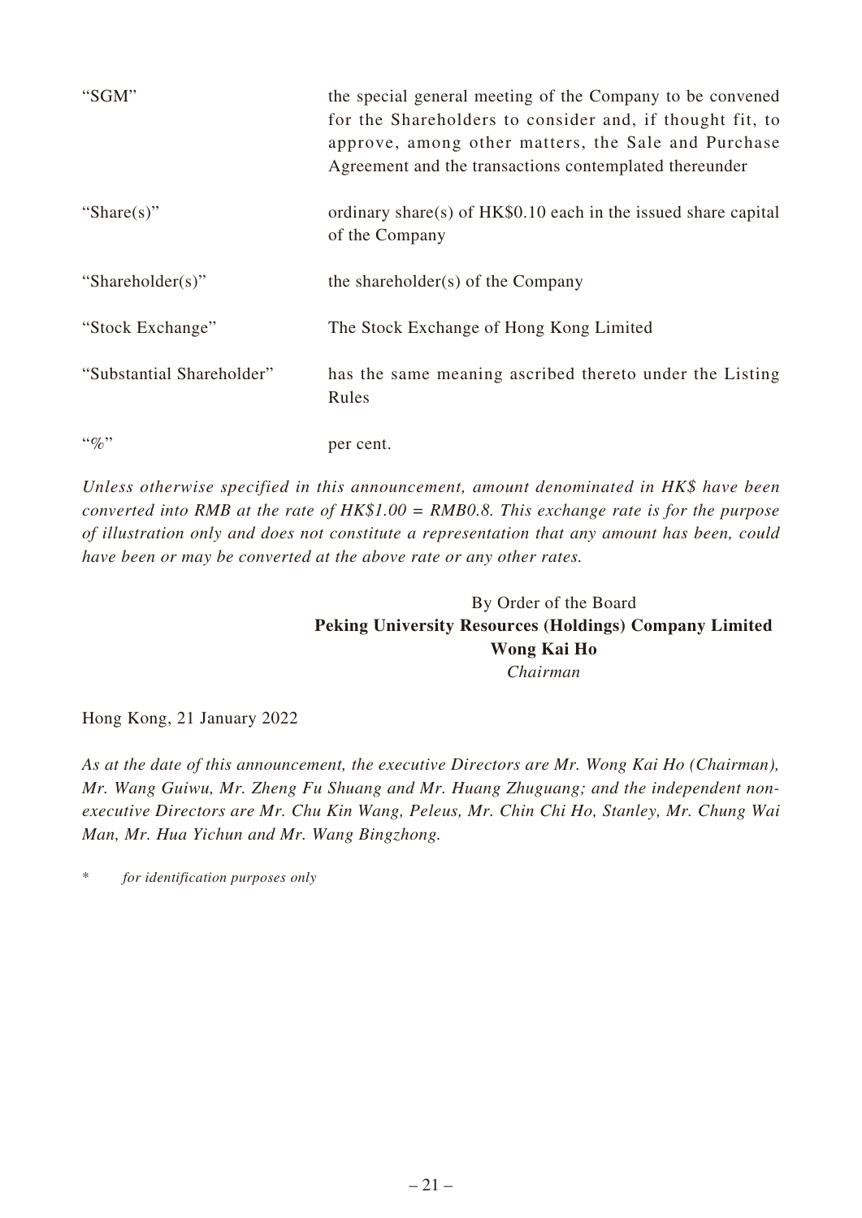| | |
|---|---|
| "SGM" | the special general meeting of the Company to be convened for the Shareholders to consider and, if thought fit, to approve, among other matters, the Sale and Purchase Agreement and the transactions contemplated thereunder |
| "Share(s)" | ordinary share(s) of HK$0.10 each in the issued share capital of the Company |
| "Shareholder(s)" | the shareholder(s) of the Company |
| "Stock Exchange" | The Stock Exchange of Hong Kong Limited |
| "Substantial Shareholder" | has the same meaning ascribed thereto under the Listing Rules |
| "%" | per cent. |

*Unless otherwise specified in this announcement, amount denominated in HK$ have been converted into RMB at the rate of HK$1.00 = RMB0.8. This exchange rate is for the purpose of illustration only and does not constitute a representation that any amount has been, could have been or may be converted at the above rate or any other rates.*

By Order of the Board
**Peking University Resources (Holdings) Company Limited**
**Wong Kai Ho**
*Chairman*

Hong Kong, 21 January 2022

*As at the date of this announcement, the executive Directors are Mr. Wong Kai Ho (Chairman), Mr. Wang Guiwu, Mr. Zheng Fu Shuang and Mr. Huang Zhuguang; and the independent non-executive Directors are Mr. Chu Kin Wang, Peleus, Mr. Chin Chi Ho, Stanley, Mr. Chung Wai Man, Mr. Hua Yichun and Mr. Wang Bingzhong.*

\* *for identification purposes only*